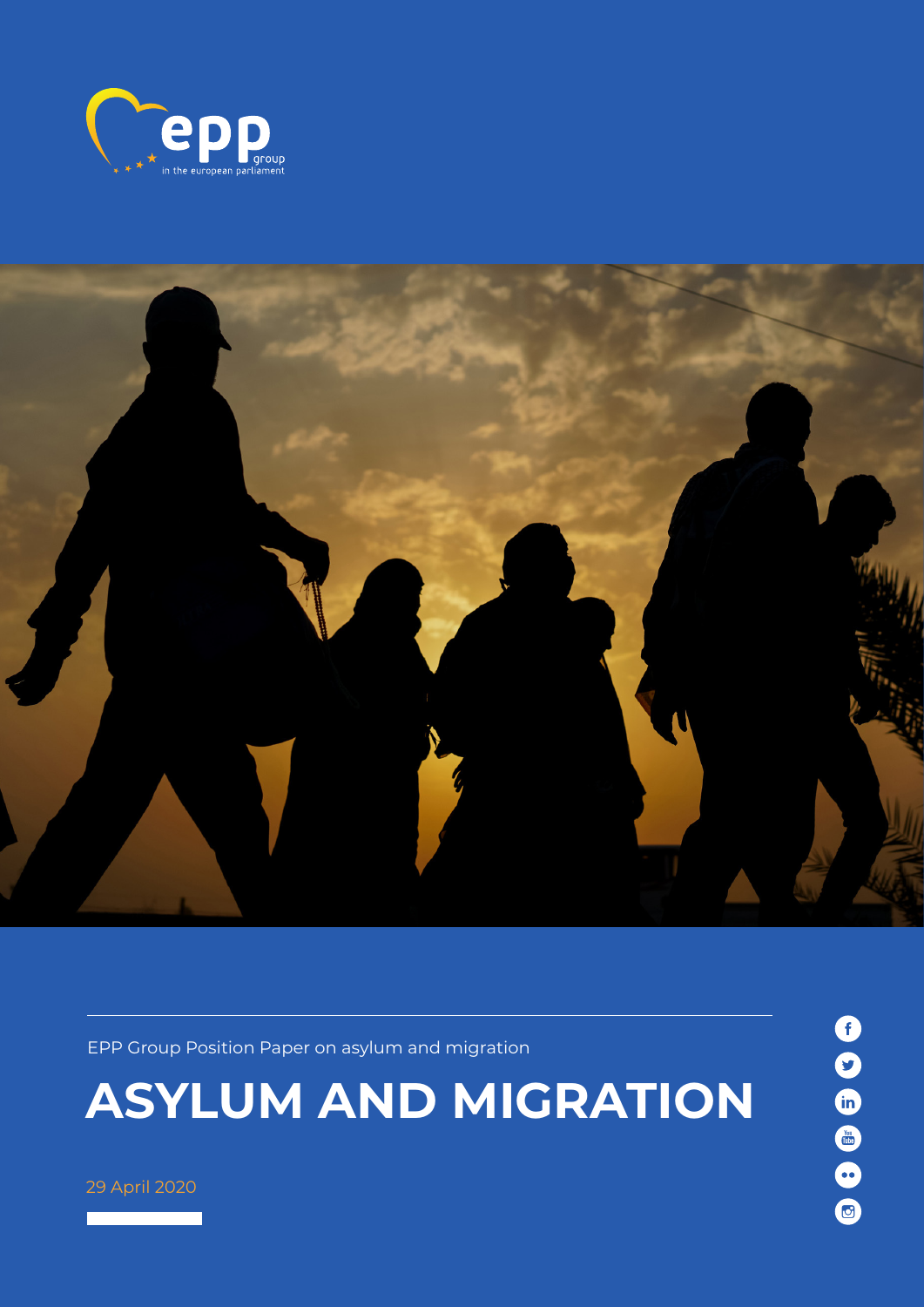epp group
in the european parliament

EPP Group Position Paper on asylum and migration

# ASYLUM AND MIGRATION

29 April 2020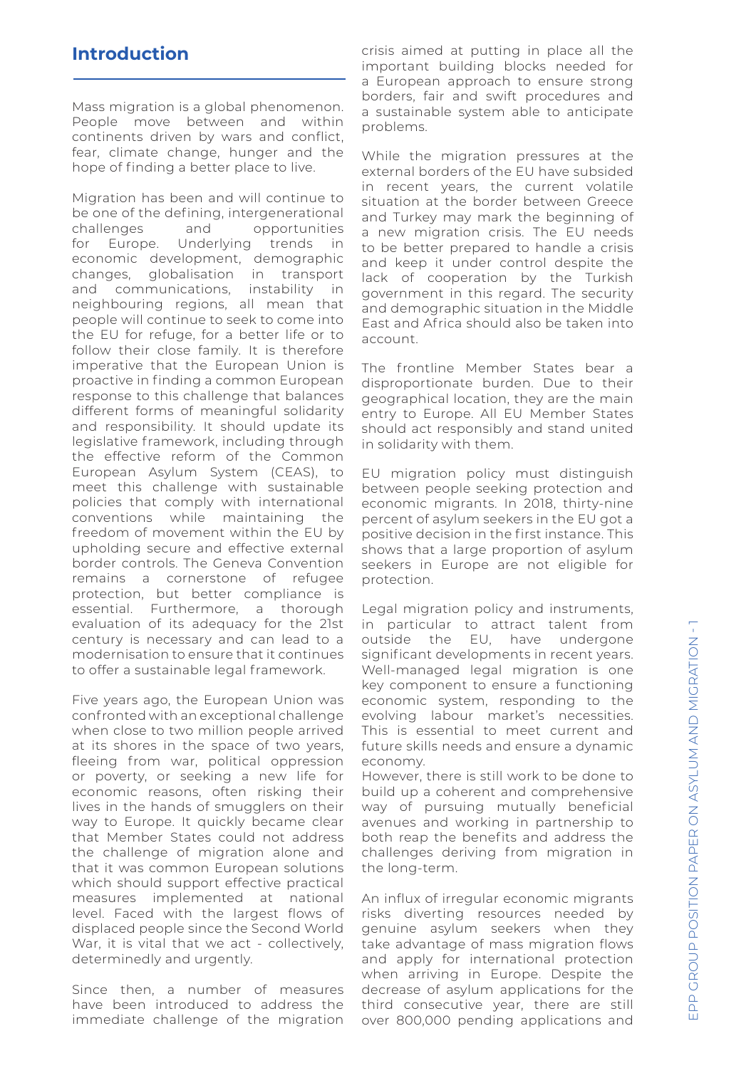## Introduction

Mass migration is a global phenomenon. People move between and within continents driven by wars and conflict, fear, climate change, hunger and the hope of finding a better place to live.

Migration has been and will continue to be one of the defining, intergenerational challenges and opportunities for Europe. Underlying trends in economic development, demographic changes, globalisation in transport and communications, instability in neighbouring regions, all mean that people will continue to seek to come into the EU for refuge, for a better life or to follow their close family. It is therefore imperative that the European Union is proactive in finding a common European response to this challenge that balances different forms of meaningful solidarity and responsibility. It should update its legislative framework, including through the effective reform of the Common European Asylum System (CEAS), to meet this challenge with sustainable policies that comply with international conventions while maintaining the freedom of movement within the EU by upholding secure and effective external border controls. The Geneva Convention remains a cornerstone of refugee protection, but better compliance is essential. Furthermore, a thorough evaluation of its adequacy for the 21st century is necessary and can lead to a modernisation to ensure that it continues to offer a sustainable legal framework.

Five years ago, the European Union was confronted with an exceptional challenge when close to two million people arrived at its shores in the space of two years, fleeing from war, political oppression or poverty, or seeking a new life for economic reasons, often risking their lives in the hands of smugglers on their way to Europe. It quickly became clear that Member States could not address the challenge of migration alone and that it was common European solutions which should support effective practical measures implemented at national level. Faced with the largest flows of displaced people since the Second World War, it is vital that we act - collectively, determinedly and urgently.

Since then, a number of measures have been introduced to address the immediate challenge of the migration crisis aimed at putting in place all the important building blocks needed for a European approach to ensure strong borders, fair and swift procedures and a sustainable system able to anticipate problems.

While the migration pressures at the external borders of the EU have subsided in recent years, the current volatile situation at the border between Greece and Turkey may mark the beginning of a new migration crisis. The EU needs to be better prepared to handle a crisis and keep it under control despite the lack of cooperation by the Turkish government in this regard. The security and demographic situation in the Middle East and Africa should also be taken into account.

The frontline Member States bear a disproportionate burden. Due to their geographical location, they are the main entry to Europe. All EU Member States should act responsibly and stand united in solidarity with them.

EU migration policy must distinguish between people seeking protection and economic migrants. In 2018, thirty-nine percent of asylum seekers in the EU got a positive decision in the first instance. This shows that a large proportion of asylum seekers in Europe are not eligible for protection.

Legal migration policy and instruments, in particular to attract talent from outside the EU, have undergone significant developments in recent years. Well-managed legal migration is one key component to ensure a functioning economic system, responding to the evolving labour market's necessities. This is essential to meet current and future skills needs and ensure a dynamic economy.

However, there is still work to be done to build up a coherent and comprehensive way of pursuing mutually beneficial avenues and working in partnership to both reap the benefits and address the challenges deriving from migration in the long-term.

An influx of irregular economic migrants risks diverting resources needed by genuine asylum seekers when they take advantage of mass migration flows and apply for international protection when arriving in Europe. Despite the decrease of asylum applications for the third consecutive year, there are still over 800,000 pending applications and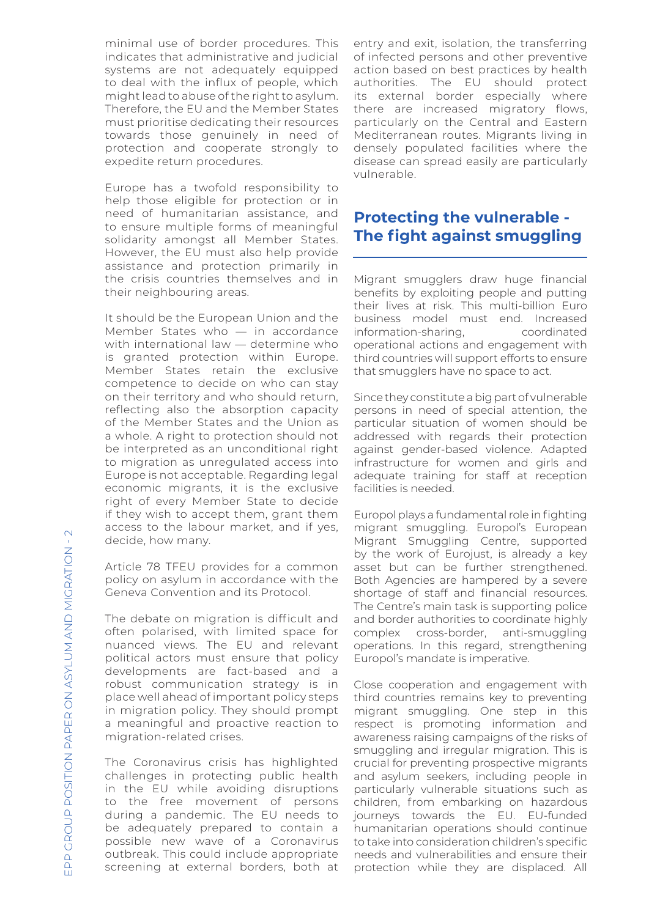minimal use of border procedures. This indicates that administrative and judicial systems are not adequately equipped to deal with the influx of people, which might lead to abuse of the right to asylum. Therefore, the EU and the Member States must prioritise dedicating their resources towards those genuinely in need of protection and cooperate strongly to expedite return procedures.

Europe has a twofold responsibility to help those eligible for protection or in need of humanitarian assistance, and to ensure multiple forms of meaningful solidarity amongst all Member States. However, the EU must also help provide assistance and protection primarily in the crisis countries themselves and in their neighbouring areas.

It should be the European Union and the Member States who — in accordance with international law — determine who is granted protection within Europe. Member States retain the exclusive competence to decide on who can stay on their territory and who should return, reflecting also the absorption capacity of the Member States and the Union as a whole. A right to protection should not be interpreted as an unconditional right to migration as unregulated access into Europe is not acceptable. Regarding legal economic migrants, it is the exclusive right of every Member State to decide if they wish to accept them, grant them access to the labour market, and if yes, decide, how many.

Article 78 TFEU provides for a common policy on asylum in accordance with the Geneva Convention and its Protocol.

The debate on migration is difficult and often polarised, with limited space for nuanced views. The EU and relevant political actors must ensure that policy developments are fact-based and a robust communication strategy is in place well ahead of important policy steps in migration policy. They should prompt a meaningful and proactive reaction to migration-related crises.

The Coronavirus crisis has highlighted challenges in protecting public health in the EU while avoiding disruptions to the free movement of persons during a pandemic. The EU needs to be adequately prepared to contain a possible new wave of a Coronavirus outbreak. This could include appropriate screening at external borders, both at entry and exit, isolation, the transferring of infected persons and other preventive action based on best practices by health authorities. The EU should protect its external border especially where there are increased migratory flows, particularly on the Central and Eastern Mediterranean routes. Migrants living in densely populated facilities where the disease can spread easily are particularly vulnerable.

## Protecting the vulnerable - The fight against smuggling

Migrant smugglers draw huge financial benefits by exploiting people and putting their lives at risk. This multi-billion Euro business model must end. Increased information-sharing, coordinated operational actions and engagement with third countries will support efforts to ensure that smugglers have no space to act.

Since they constitute a big part of vulnerable persons in need of special attention, the particular situation of women should be addressed with regards their protection against gender-based violence. Adapted infrastructure for women and girls and adequate training for staff at reception facilities is needed.

Europol plays a fundamental role in fighting migrant smuggling. Europol's European Migrant Smuggling Centre, supported by the work of Eurojust, is already a key asset but can be further strengthened. Both Agencies are hampered by a severe shortage of staff and financial resources. The Centre's main task is supporting police and border authorities to coordinate highly complex cross-border, anti-smuggling operations. In this regard, strengthening Europol's mandate is imperative.

Close cooperation and engagement with third countries remains key to preventing migrant smuggling. One step in this respect is promoting information and awareness raising campaigns of the risks of smuggling and irregular migration. This is crucial for preventing prospective migrants and asylum seekers, including people in particularly vulnerable situations such as children, from embarking on hazardous journeys towards the EU. EU-funded humanitarian operations should continue to take into consideration children's specific needs and vulnerabilities and ensure their protection while they are displaced. All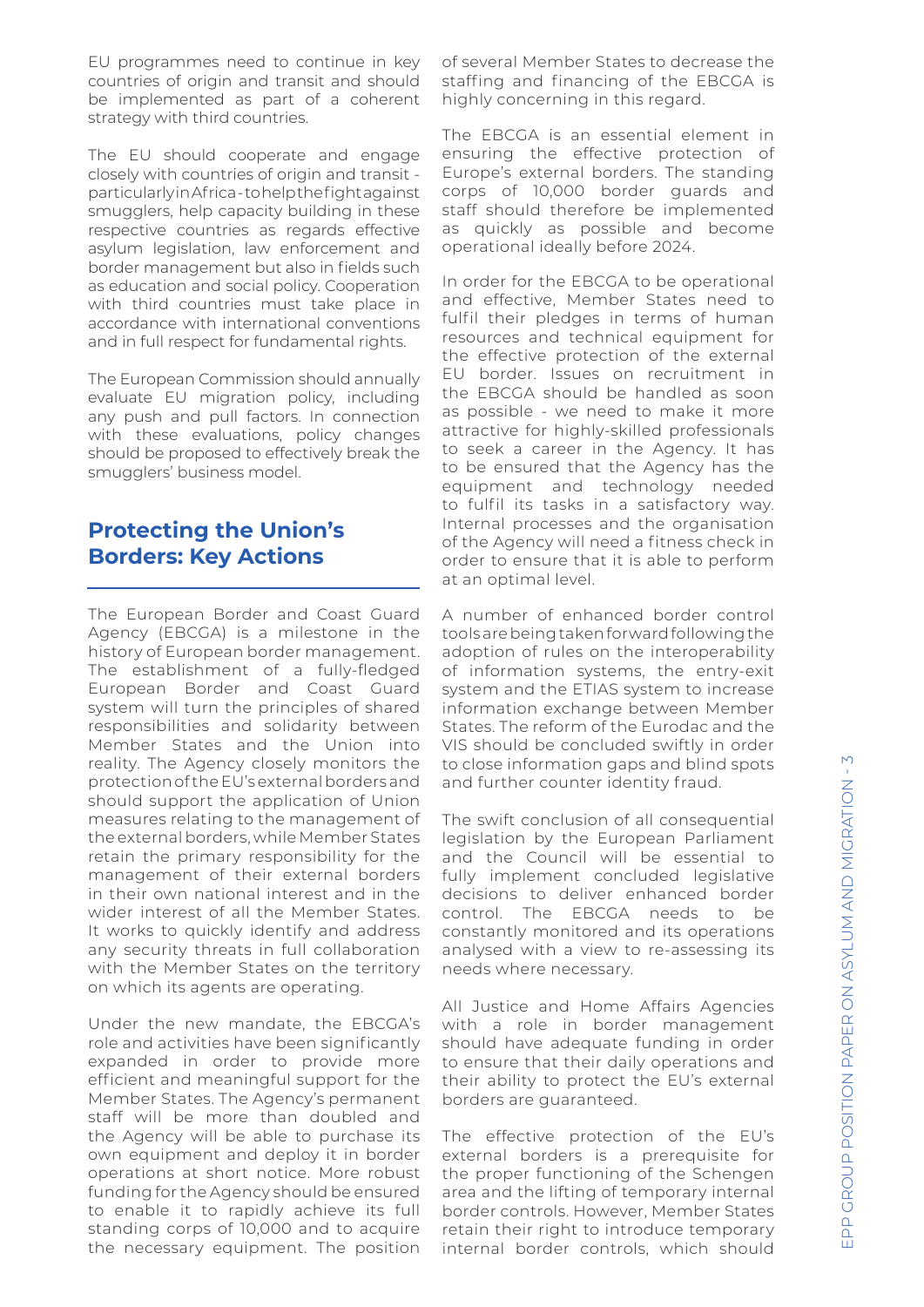EU programmes need to continue in key countries of origin and transit and should be implemented as part of a coherent strategy with third countries.

The EU should cooperate and engage closely with countries of origin and transit - particularly in Africa - to help the fight against smugglers, help capacity building in these respective countries as regards effective asylum legislation, law enforcement and border management but also in fields such as education and social policy. Cooperation with third countries must take place in accordance with international conventions and in full respect for fundamental rights.

The European Commission should annually evaluate EU migration policy, including any push and pull factors. In connection with these evaluations, policy changes should be proposed to effectively break the smugglers' business model.

## Protecting the Union's Borders: Key Actions

The European Border and Coast Guard Agency (EBCGA) is a milestone in the history of European border management. The establishment of a fully-fledged European Border and Coast Guard system will turn the principles of shared responsibilities and solidarity between Member States and the Union into reality. The Agency closely monitors the protection of the EU's external borders and should support the application of Union measures relating to the management of the external borders, while Member States retain the primary responsibility for the management of their external borders in their own national interest and in the wider interest of all the Member States. It works to quickly identify and address any security threats in full collaboration with the Member States on the territory on which its agents are operating.

Under the new mandate, the EBCGA's role and activities have been significantly expanded in order to provide more efficient and meaningful support for the Member States. The Agency's permanent staff will be more than doubled and the Agency will be able to purchase its own equipment and deploy it in border operations at short notice. More robust funding for the Agency should be ensured to enable it to rapidly achieve its full standing corps of 10,000 and to acquire the necessary equipment. The position of several Member States to decrease the staffing and financing of the EBCGA is highly concerning in this regard.

The EBCGA is an essential element in ensuring the effective protection of Europe's external borders. The standing corps of 10,000 border guards and staff should therefore be implemented as quickly as possible and become operational ideally before 2024.

In order for the EBCGA to be operational and effective, Member States need to fulfil their pledges in terms of human resources and technical equipment for the effective protection of the external EU border. Issues on recruitment in the EBCGA should be handled as soon as possible - we need to make it more attractive for highly-skilled professionals to seek a career in the Agency. It has to be ensured that the Agency has the equipment and technology needed to fulfil its tasks in a satisfactory way. Internal processes and the organisation of the Agency will need a fitness check in order to ensure that it is able to perform at an optimal level.

A number of enhanced border control tools are being taken forward following the adoption of rules on the interoperability of information systems, the entry-exit system and the ETIAS system to increase information exchange between Member States. The reform of the Eurodac and the VIS should be concluded swiftly in order to close information gaps and blind spots and further counter identity fraud.

The swift conclusion of all consequential legislation by the European Parliament and the Council will be essential to fully implement concluded legislative decisions to deliver enhanced border control. The EBCGA needs to be constantly monitored and its operations analysed with a view to re-assessing its needs where necessary.

All Justice and Home Affairs Agencies with a role in border management should have adequate funding in order to ensure that their daily operations and their ability to protect the EU's external borders are guaranteed.

The effective protection of the EU's external borders is a prerequisite for the proper functioning of the Schengen area and the lifting of temporary internal border controls. However, Member States retain their right to introduce temporary internal border controls, which should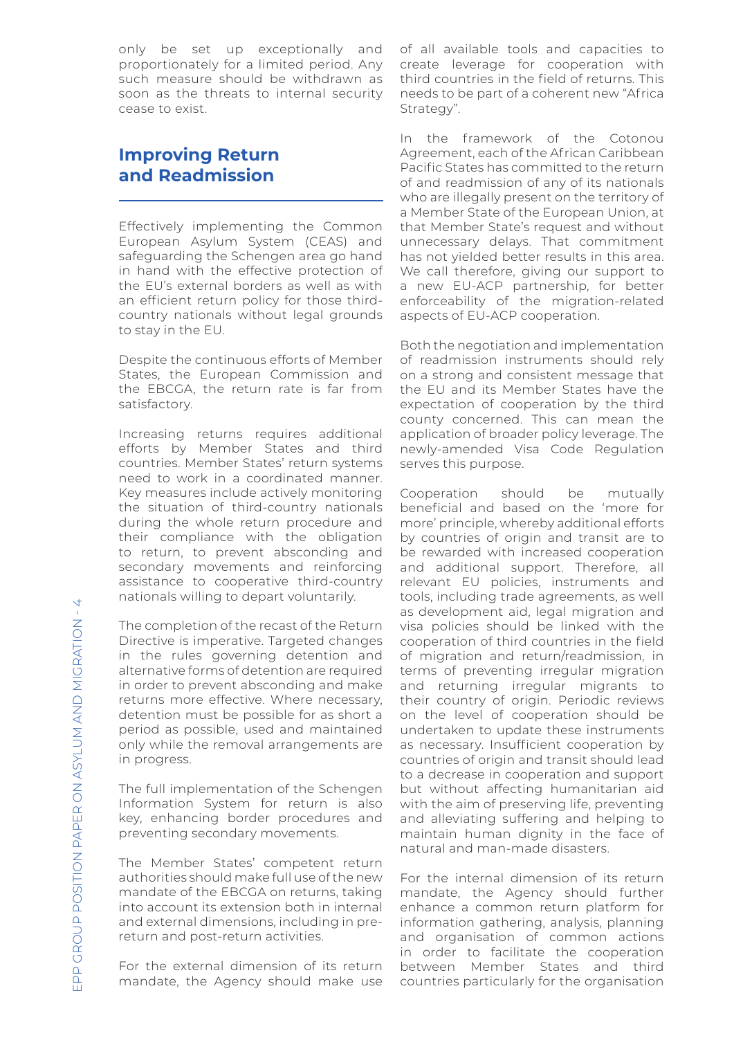only be set up exceptionally and proportionately for a limited period. Any such measure should be withdrawn as soon as the threats to internal security cease to exist.

## Improving Return and Readmission

Effectively implementing the Common European Asylum System (CEAS) and safeguarding the Schengen area go hand in hand with the effective protection of the EU's external borders as well as with an efficient return policy for those third-country nationals without legal grounds to stay in the EU.

Despite the continuous efforts of Member States, the European Commission and the EBCGA, the return rate is far from satisfactory.

Increasing returns requires additional efforts by Member States and third countries. Member States' return systems need to work in a coordinated manner. Key measures include actively monitoring the situation of third-country nationals during the whole return procedure and their compliance with the obligation to return, to prevent absconding and secondary movements and reinforcing assistance to cooperative third-country nationals willing to depart voluntarily.

The completion of the recast of the Return Directive is imperative. Targeted changes in the rules governing detention and alternative forms of detention are required in order to prevent absconding and make returns more effective. Where necessary, detention must be possible for as short a period as possible, used and maintained only while the removal arrangements are in progress.

The full implementation of the Schengen Information System for return is also key, enhancing border procedures and preventing secondary movements.

The Member States' competent return authorities should make full use of the new mandate of the EBCGA on returns, taking into account its extension both in internal and external dimensions, including in pre-return and post-return activities.

For the external dimension of its return mandate, the Agency should make use of all available tools and capacities to create leverage for cooperation with third countries in the field of returns. This needs to be part of a coherent new "Africa Strategy".

In the framework of the Cotonou Agreement, each of the African Caribbean Pacific States has committed to the return of and readmission of any of its nationals who are illegally present on the territory of a Member State of the European Union, at that Member State's request and without unnecessary delays. That commitment has not yielded better results in this area. We call therefore, giving our support to a new EU-ACP partnership, for better enforceability of the migration-related aspects of EU-ACP cooperation.

Both the negotiation and implementation of readmission instruments should rely on a strong and consistent message that the EU and its Member States have the expectation of cooperation by the third county concerned. This can mean the application of broader policy leverage. The newly-amended Visa Code Regulation serves this purpose.

Cooperation should be mutually beneficial and based on the 'more for more' principle, whereby additional efforts by countries of origin and transit are to be rewarded with increased cooperation and additional support. Therefore, all relevant EU policies, instruments and tools, including trade agreements, as well as development aid, legal migration and visa policies should be linked with the cooperation of third countries in the field of migration and return/readmission, in terms of preventing irregular migration and returning irregular migrants to their country of origin. Periodic reviews on the level of cooperation should be undertaken to update these instruments as necessary. Insufficient cooperation by countries of origin and transit should lead to a decrease in cooperation and support but without affecting humanitarian aid with the aim of preserving life, preventing and alleviating suffering and helping to maintain human dignity in the face of natural and man-made disasters.

For the internal dimension of its return mandate, the Agency should further enhance a common return platform for information gathering, analysis, planning and organisation of common actions in order to facilitate the cooperation between Member States and third countries particularly for the organisation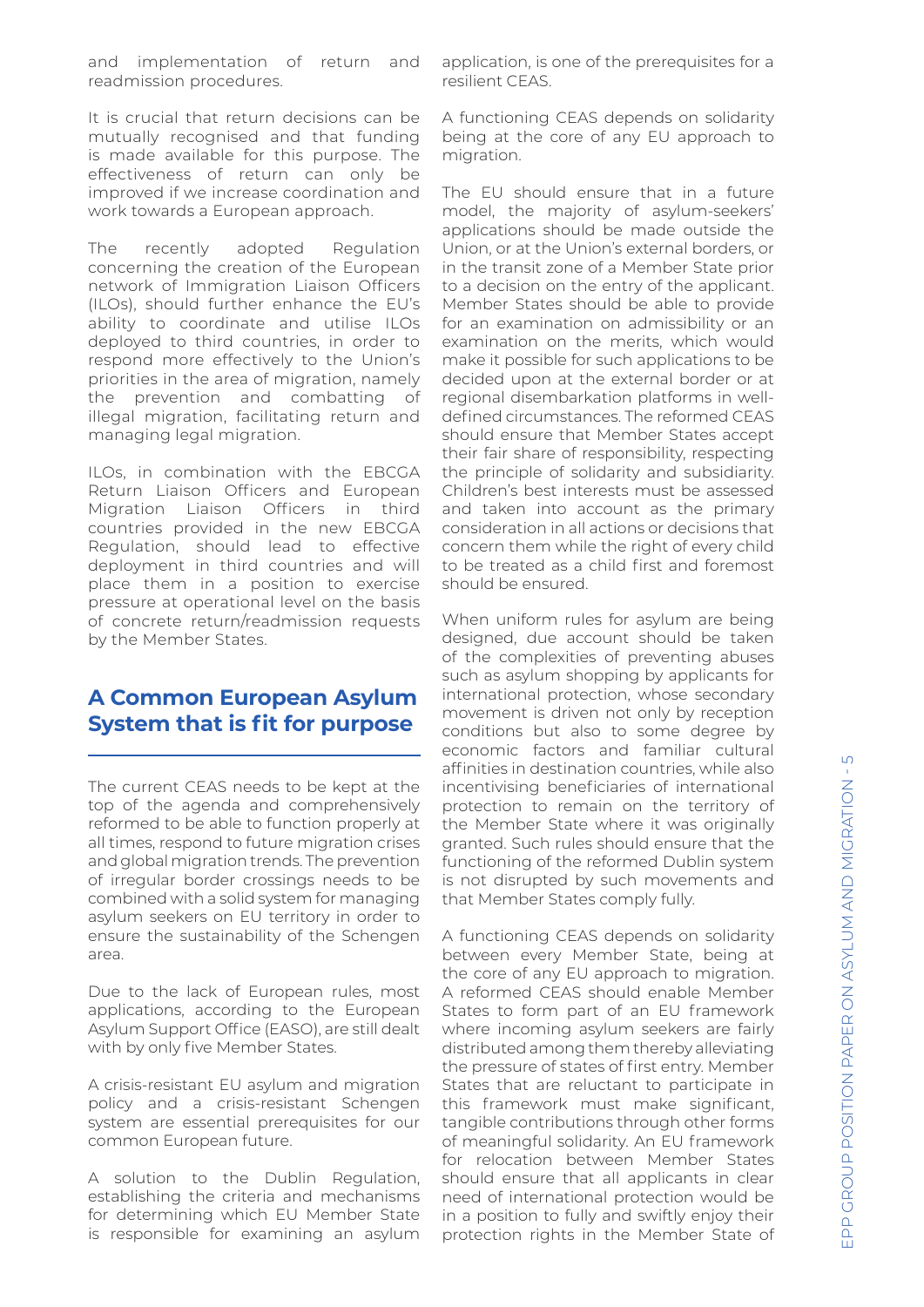and implementation of return and readmission procedures.

It is crucial that return decisions can be mutually recognised and that funding is made available for this purpose. The effectiveness of return can only be improved if we increase coordination and work towards a European approach.

The recently adopted Regulation concerning the creation of the European network of Immigration Liaison Officers (ILOs), should further enhance the EU's ability to coordinate and utilise ILOs deployed to third countries, in order to respond more effectively to the Union's priorities in the area of migration, namely the prevention and combatting of illegal migration, facilitating return and managing legal migration.

ILOs, in combination with the EBCGA Return Liaison Officers and European Migration Liaison Officers in third countries provided in the new EBCGA Regulation, should lead to effective deployment in third countries and will place them in a position to exercise pressure at operational level on the basis of concrete return/readmission requests by the Member States.

## A Common European Asylum System that is fit for purpose

The current CEAS needs to be kept at the top of the agenda and comprehensively reformed to be able to function properly at all times, respond to future migration crises and global migration trends. The prevention of irregular border crossings needs to be combined with a solid system for managing asylum seekers on EU territory in order to ensure the sustainability of the Schengen area.

Due to the lack of European rules, most applications, according to the European Asylum Support Office (EASO), are still dealt with by only five Member States.

A crisis-resistant EU asylum and migration policy and a crisis-resistant Schengen system are essential prerequisites for our common European future.

A solution to the Dublin Regulation, establishing the criteria and mechanisms for determining which EU Member State is responsible for examining an asylum application, is one of the prerequisites for a resilient CEAS.

A functioning CEAS depends on solidarity being at the core of any EU approach to migration.

The EU should ensure that in a future model, the majority of asylum-seekers' applications should be made outside the Union, or at the Union's external borders, or in the transit zone of a Member State prior to a decision on the entry of the applicant. Member States should be able to provide for an examination on admissibility or an examination on the merits, which would make it possible for such applications to be decided upon at the external border or at regional disembarkation platforms in well-defined circumstances. The reformed CEAS should ensure that Member States accept their fair share of responsibility, respecting the principle of solidarity and subsidiarity. Children's best interests must be assessed and taken into account as the primary consideration in all actions or decisions that concern them while the right of every child to be treated as a child first and foremost should be ensured.

When uniform rules for asylum are being designed, due account should be taken of the complexities of preventing abuses such as asylum shopping by applicants for international protection, whose secondary movement is driven not only by reception conditions but also to some degree by economic factors and familiar cultural affinities in destination countries, while also incentivising beneficiaries of international protection to remain on the territory of the Member State where it was originally granted. Such rules should ensure that the functioning of the reformed Dublin system is not disrupted by such movements and that Member States comply fully.

A functioning CEAS depends on solidarity between every Member State, being at the core of any EU approach to migration. A reformed CEAS should enable Member States to form part of an EU framework where incoming asylum seekers are fairly distributed among them thereby alleviating the pressure of states of first entry. Member States that are reluctant to participate in this framework must make significant, tangible contributions through other forms of meaningful solidarity. An EU framework for relocation between Member States should ensure that all applicants in clear need of international protection would be in a position to fully and swiftly enjoy their protection rights in the Member State of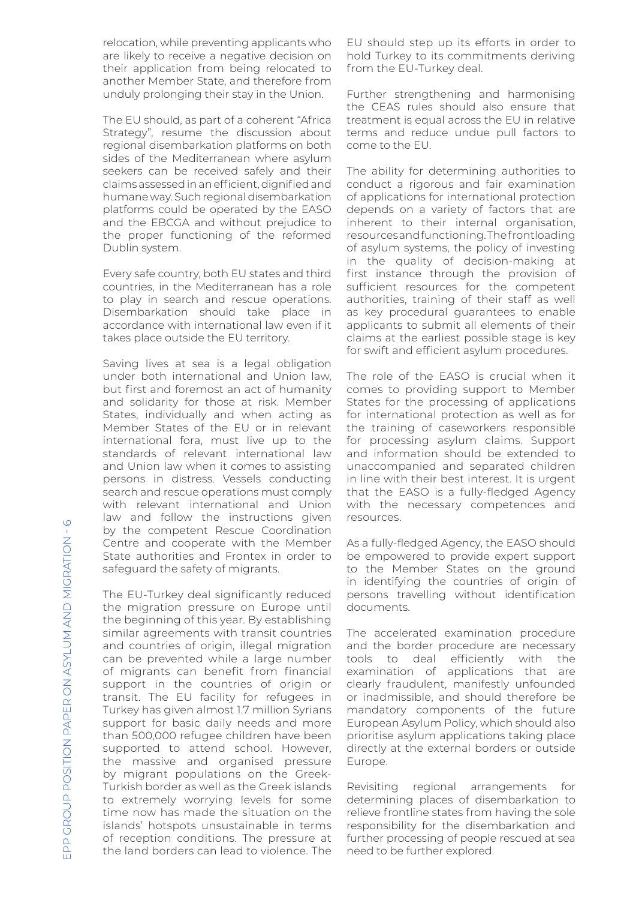relocation, while preventing applicants who are likely to receive a negative decision on their application from being relocated to another Member State, and therefore from unduly prolonging their stay in the Union.

The EU should, as part of a coherent "Africa Strategy", resume the discussion about regional disembarkation platforms on both sides of the Mediterranean where asylum seekers can be received safely and their claims assessed in an efficient, dignified and humane way. Such regional disembarkation platforms could be operated by the EASO and the EBCGA and without prejudice to the proper functioning of the reformed Dublin system.

Every safe country, both EU states and third countries, in the Mediterranean has a role to play in search and rescue operations. Disembarkation should take place in accordance with international law even if it takes place outside the EU territory.

Saving lives at sea is a legal obligation under both international and Union law, but first and foremost an act of humanity and solidarity for those at risk. Member States, individually and when acting as Member States of the EU or in relevant international fora, must live up to the standards of relevant international law and Union law when it comes to assisting persons in distress. Vessels conducting search and rescue operations must comply with relevant international and Union law and follow the instructions given by the competent Rescue Coordination Centre and cooperate with the Member State authorities and Frontex in order to safeguard the safety of migrants.

The EU-Turkey deal significantly reduced the migration pressure on Europe until the beginning of this year. By establishing similar agreements with transit countries and countries of origin, illegal migration can be prevented while a large number of migrants can benefit from financial support in the countries of origin or transit. The EU facility for refugees in Turkey has given almost 1.7 million Syrians support for basic daily needs and more than 500,000 refugee children have been supported to attend school. However, the massive and organised pressure by migrant populations on the Greek-Turkish border as well as the Greek islands to extremely worrying levels for some time now has made the situation on the islands' hotspots unsustainable in terms of reception conditions. The pressure at the land borders can lead to violence. The EU should step up its efforts in order to hold Turkey to its commitments deriving from the EU-Turkey deal.

Further strengthening and harmonising the CEAS rules should also ensure that treatment is equal across the EU in relative terms and reduce undue pull factors to come to the EU.

The ability for determining authorities to conduct a rigorous and fair examination of applications for international protection depends on a variety of factors that are inherent to their internal organisation, resources and functioning. The frontloading of asylum systems, the policy of investing in the quality of decision-making at first instance through the provision of sufficient resources for the competent authorities, training of their staff as well as key procedural guarantees to enable applicants to submit all elements of their claims at the earliest possible stage is key for swift and efficient asylum procedures.

The role of the EASO is crucial when it comes to providing support to Member States for the processing of applications for international protection as well as for the training of caseworkers responsible for processing asylum claims. Support and information should be extended to unaccompanied and separated children in line with their best interest. It is urgent that the EASO is a fully-fledged Agency with the necessary competences and resources.

As a fully-fledged Agency, the EASO should be empowered to provide expert support to the Member States on the ground in identifying the countries of origin of persons travelling without identification documents.

The accelerated examination procedure and the border procedure are necessary tools to deal efficiently with the examination of applications that are clearly fraudulent, manifestly unfounded or inadmissible, and should therefore be mandatory components of the future European Asylum Policy, which should also prioritise asylum applications taking place directly at the external borders or outside Europe.

Revisiting regional arrangements for determining places of disembarkation to relieve frontline states from having the sole responsibility for the disembarkation and further processing of people rescued at sea need to be further explored.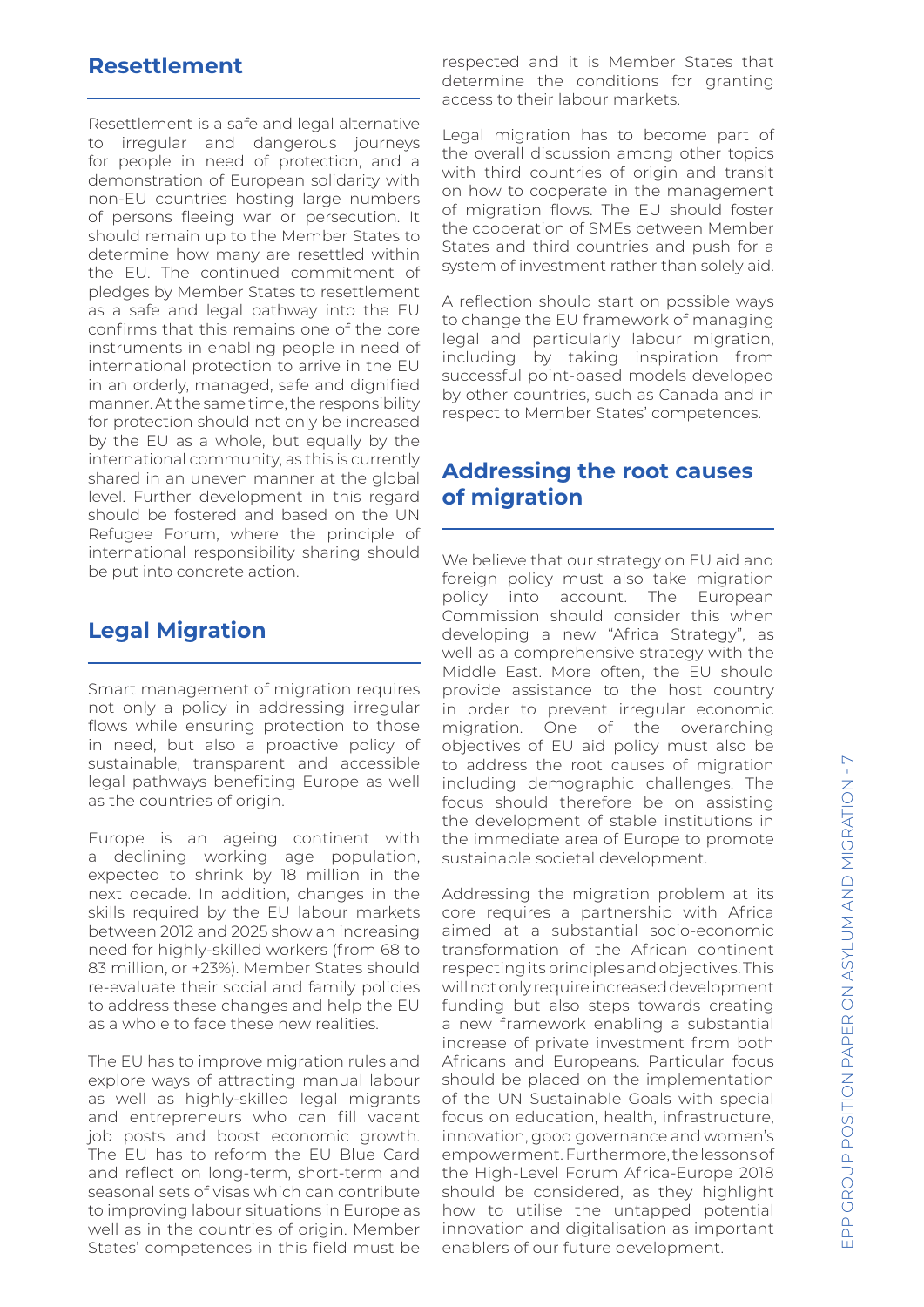## Resettlement

Resettlement is a safe and legal alternative to irregular and dangerous journeys for people in need of protection, and a demonstration of European solidarity with non-EU countries hosting large numbers of persons fleeing war or persecution. It should remain up to the Member States to determine how many are resettled within the EU. The continued commitment of pledges by Member States to resettlement as a safe and legal pathway into the EU confirms that this remains one of the core instruments in enabling people in need of international protection to arrive in the EU in an orderly, managed, safe and dignified manner. At the same time, the responsibility for protection should not only be increased by the EU as a whole, but equally by the international community, as this is currently shared in an uneven manner at the global level. Further development in this regard should be fostered and based on the UN Refugee Forum, where the principle of international responsibility sharing should be put into concrete action.

## Legal Migration

Smart management of migration requires not only a policy in addressing irregular flows while ensuring protection to those in need, but also a proactive policy of sustainable, transparent and accessible legal pathways benefiting Europe as well as the countries of origin.

Europe is an ageing continent with a declining working age population, expected to shrink by 18 million in the next decade. In addition, changes in the skills required by the EU labour markets between 2012 and 2025 show an increasing need for highly-skilled workers (from 68 to 83 million, or +23%). Member States should re-evaluate their social and family policies to address these changes and help the EU as a whole to face these new realities.

The EU has to improve migration rules and explore ways of attracting manual labour as well as highly-skilled legal migrants and entrepreneurs who can fill vacant job posts and boost economic growth. The EU has to reform the EU Blue Card and reflect on long-term, short-term and seasonal sets of visas which can contribute to improving labour situations in Europe as well as in the countries of origin. Member States' competences in this field must be respected and it is Member States that determine the conditions for granting access to their labour markets.

Legal migration has to become part of the overall discussion among other topics with third countries of origin and transit on how to cooperate in the management of migration flows. The EU should foster the cooperation of SMEs between Member States and third countries and push for a system of investment rather than solely aid.

A reflection should start on possible ways to change the EU framework of managing legal and particularly labour migration, including by taking inspiration from successful point-based models developed by other countries, such as Canada and in respect to Member States' competences.

## Addressing the root causes of migration

We believe that our strategy on EU aid and foreign policy must also take migration policy into account. The European Commission should consider this when developing a new "Africa Strategy", as well as a comprehensive strategy with the Middle East. More often, the EU should provide assistance to the host country in order to prevent irregular economic migration. One of the overarching objectives of EU aid policy must also be to address the root causes of migration including demographic challenges. The focus should therefore be on assisting the development of stable institutions in the immediate area of Europe to promote sustainable societal development.

Addressing the migration problem at its core requires a partnership with Africa aimed at a substantial socio-economic transformation of the African continent respecting its principles and objectives. This will not only require increased development funding but also steps towards creating a new framework enabling a substantial increase of private investment from both Africans and Europeans. Particular focus should be placed on the implementation of the UN Sustainable Goals with special focus on education, health, infrastructure, innovation, good governance and women's empowerment. Furthermore, the lessons of the High-Level Forum Africa-Europe 2018 should be considered, as they highlight how to utilise the untapped potential innovation and digitalisation as important enablers of our future development.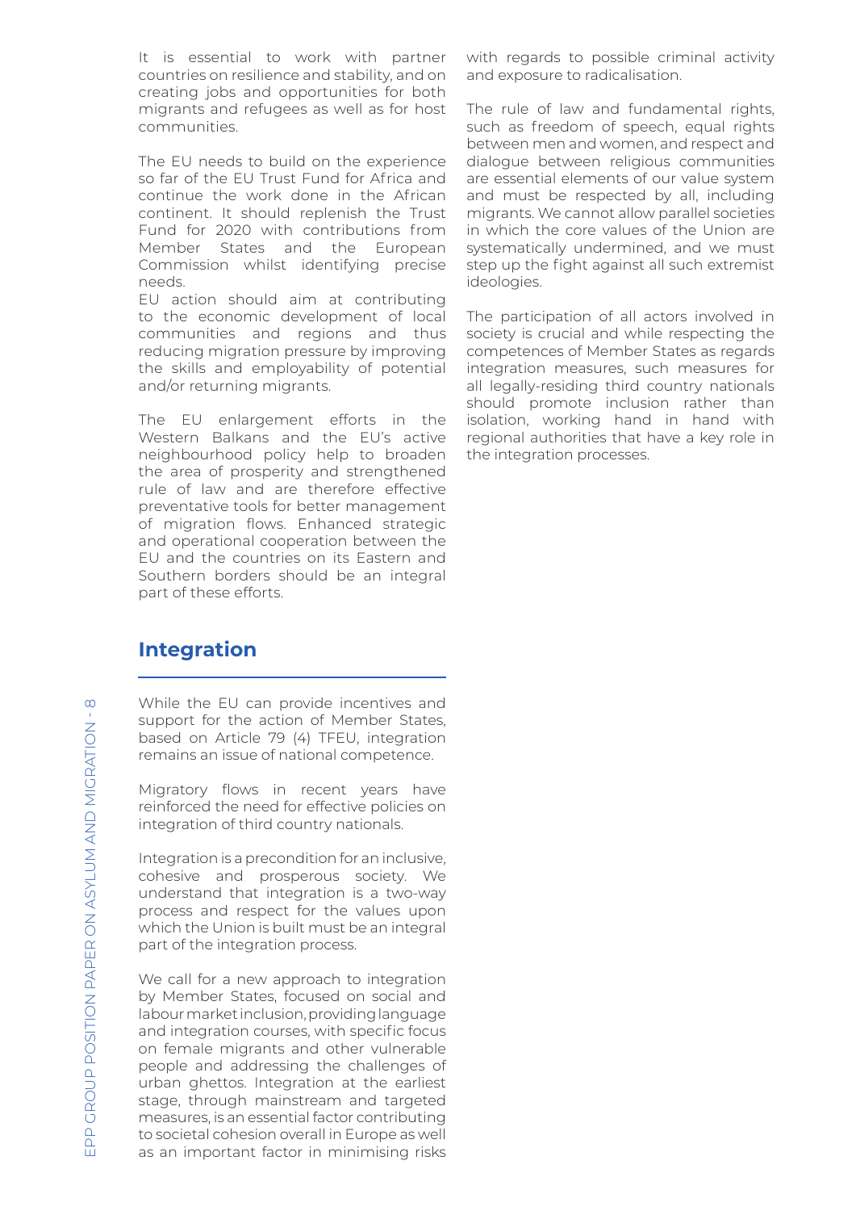It is essential to work with partner countries on resilience and stability, and on creating jobs and opportunities for both migrants and refugees as well as for host communities.

The EU needs to build on the experience so far of the EU Trust Fund for Africa and continue the work done in the African continent. It should replenish the Trust Fund for 2020 with contributions from Member States and the European Commission whilst identifying precise needs.

EU action should aim at contributing to the economic development of local communities and regions and thus reducing migration pressure by improving the skills and employability of potential and/or returning migrants.

The EU enlargement efforts in the Western Balkans and the EU's active neighbourhood policy help to broaden the area of prosperity and strengthened rule of law and are therefore effective preventative tools for better management of migration flows. Enhanced strategic and operational cooperation between the EU and the countries on its Eastern and Southern borders should be an integral part of these efforts.

## Integration

While the EU can provide incentives and support for the action of Member States, based on Article 79 (4) TFEU, integration remains an issue of national competence.

Migratory flows in recent years have reinforced the need for effective policies on integration of third country nationals.

Integration is a precondition for an inclusive, cohesive and prosperous society. We understand that integration is a two-way process and respect for the values upon which the Union is built must be an integral part of the integration process.

We call for a new approach to integration by Member States, focused on social and labour market inclusion, providing language and integration courses, with specific focus on female migrants and other vulnerable people and addressing the challenges of urban ghettos. Integration at the earliest stage, through mainstream and targeted measures, is an essential factor contributing to societal cohesion overall in Europe as well as an important factor in minimising risks with regards to possible criminal activity and exposure to radicalisation.

The rule of law and fundamental rights, such as freedom of speech, equal rights between men and women, and respect and dialogue between religious communities are essential elements of our value system and must be respected by all, including migrants. We cannot allow parallel societies in which the core values of the Union are systematically undermined, and we must step up the fight against all such extremist ideologies.

The participation of all actors involved in society is crucial and while respecting the competences of Member States as regards integration measures, such measures for all legally-residing third country nationals should promote inclusion rather than isolation, working hand in hand with regional authorities that have a key role in the integration processes.